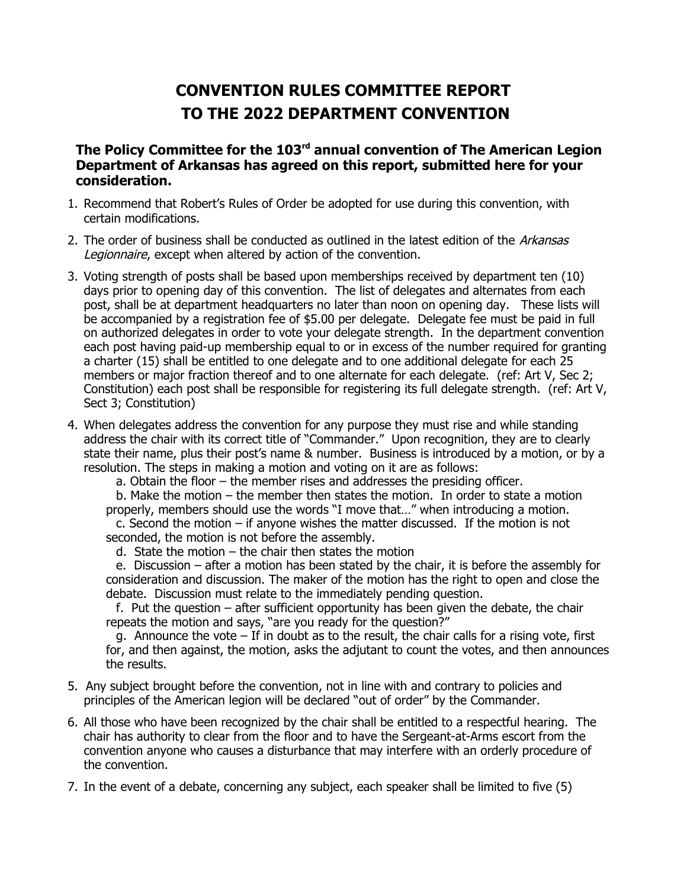# CONVENTION RULES COMMITTEE REPORT TO THE 2022 DEPARTMENT CONVENTION

**The Policy Committee for the 103rd annual convention of The American Legion Department of Arkansas has agreed on this report, submitted here for your consideration.**

1. Recommend that Robert's Rules of Order be adopted for use during this convention, with certain modifications.
2. The order of business shall be conducted as outlined in the latest edition of the *Arkansas Legionnaire*, except when altered by action of the convention.
3. Voting strength of posts shall be based upon memberships received by department ten (10) days prior to opening day of this convention. The list of delegates and alternates from each post, shall be at department headquarters no later than noon on opening day. These lists will be accompanied by a registration fee of $5.00 per delegate. Delegate fee must be paid in full on authorized delegates in order to vote your delegate strength. In the department convention each post having paid-up membership equal to or in excess of the number required for granting a charter (15) shall be entitled to one delegate and to one additional delegate for each 25 members or major fraction thereof and to one alternate for each delegate. (ref: Art V, Sec 2; Constitution) each post shall be responsible for registering its full delegate strength. (ref: Art V, Sect 3; Constitution)
4. When delegates address the convention for any purpose they must rise and while standing address the chair with its correct title of "Commander." Upon recognition, they are to clearly state their name, plus their post's name & number. Business is introduced by a motion, or by a resolution. The steps in making a motion and voting on it are as follows:
   a. Obtain the floor – the member rises and addresses the presiding officer.
   b. Make the motion – the member then states the motion. In order to state a motion properly, members should use the words "I move that…" when introducing a motion.
   c. Second the motion – if anyone wishes the matter discussed. If the motion is not seconded, the motion is not before the assembly.
   d. State the motion – the chair then states the motion
   e. Discussion – after a motion has been stated by the chair, it is before the assembly for consideration and discussion. The maker of the motion has the right to open and close the debate. Discussion must relate to the immediately pending question.
   f. Put the question – after sufficient opportunity has been given the debate, the chair repeats the motion and says, "are you ready for the question?"
   g. Announce the vote – If in doubt as to the result, the chair calls for a rising vote, first for, and then against, the motion, asks the adjutant to count the votes, and then announces the results.
5. Any subject brought before the convention, not in line with and contrary to policies and principles of the American legion will be declared "out of order" by the Commander.
6. All those who have been recognized by the chair shall be entitled to a respectful hearing. The chair has authority to clear from the floor and to have the Sergeant-at-Arms escort from the convention anyone who causes a disturbance that may interfere with an orderly procedure of the convention.
7. In the event of a debate, concerning any subject, each speaker shall be limited to five (5)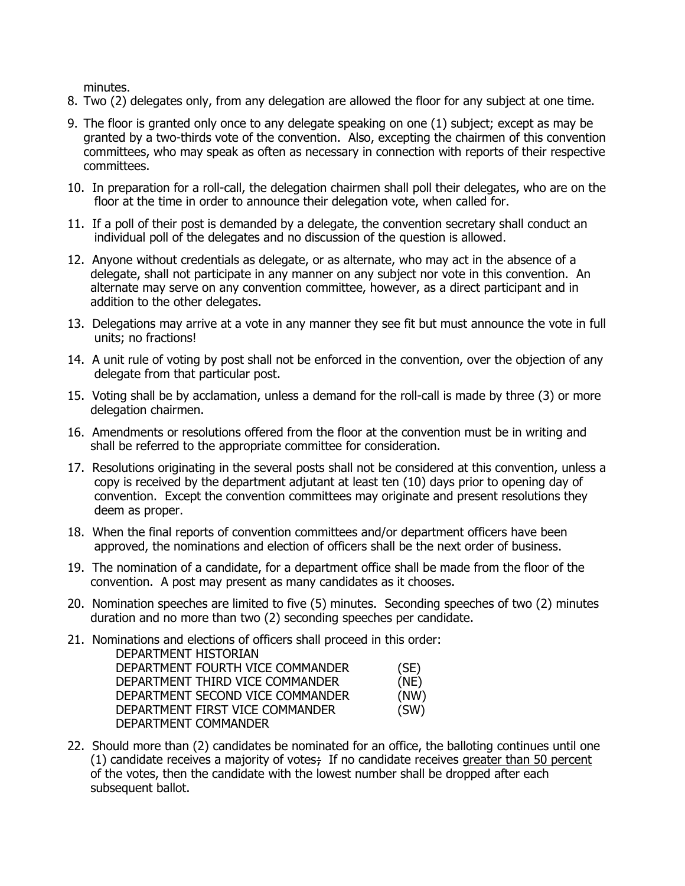minutes.

8. Two (2) delegates only, from any delegation are allowed the floor for any subject at one time.
9. The floor is granted only once to any delegate speaking on one (1) subject; except as may be granted by a two-thirds vote of the convention. Also, excepting the chairmen of this convention committees, who may speak as often as necessary in connection with reports of their respective committees.
10. In preparation for a roll-call, the delegation chairmen shall poll their delegates, who are on the floor at the time in order to announce their delegation vote, when called for.
11. If a poll of their post is demanded by a delegate, the convention secretary shall conduct an individual poll of the delegates and no discussion of the question is allowed.
12. Anyone without credentials as delegate, or as alternate, who may act in the absence of a delegate, shall not participate in any manner on any subject nor vote in this convention. An alternate may serve on any convention committee, however, as a direct participant and in addition to the other delegates.
13. Delegations may arrive at a vote in any manner they see fit but must announce the vote in full units; no fractions!
14. A unit rule of voting by post shall not be enforced in the convention, over the objection of any delegate from that particular post.
15. Voting shall be by acclamation, unless a demand for the roll-call is made by three (3) or more delegation chairmen.
16. Amendments or resolutions offered from the floor at the convention must be in writing and shall be referred to the appropriate committee for consideration.
17. Resolutions originating in the several posts shall not be considered at this convention, unless a copy is received by the department adjutant at least ten (10) days prior to opening day of convention. Except the convention committees may originate and present resolutions they deem as proper.
18. When the final reports of convention committees and/or department officers have been approved, the nominations and election of officers shall be the next order of business.
19. The nomination of a candidate, for a department office shall be made from the floor of the convention. A post may present as many candidates as it chooses.
20. Nomination speeches are limited to five (5) minutes. Seconding speeches of two (2) minutes duration and no more than two (2) seconding speeches per candidate.
21. Nominations and elections of officers shall proceed in this order:

    DEPARTMENT HISTORIAN
    DEPARTMENT FOURTH VICE COMMANDER (SE)
    DEPARTMENT THIRD VICE COMMANDER (NE)
    DEPARTMENT SECOND VICE COMMANDER (NW)
    DEPARTMENT FIRST VICE COMMANDER (SW)
    DEPARTMENT COMMANDER

22. Should more than (2) candidates be nominated for an office, the balloting continues until one (1) candidate receives a majority of votes~~;~~ If no candidate receives <u>greater than 50 percent</u> of the votes, then the candidate with the lowest number shall be dropped after each subsequent ballot.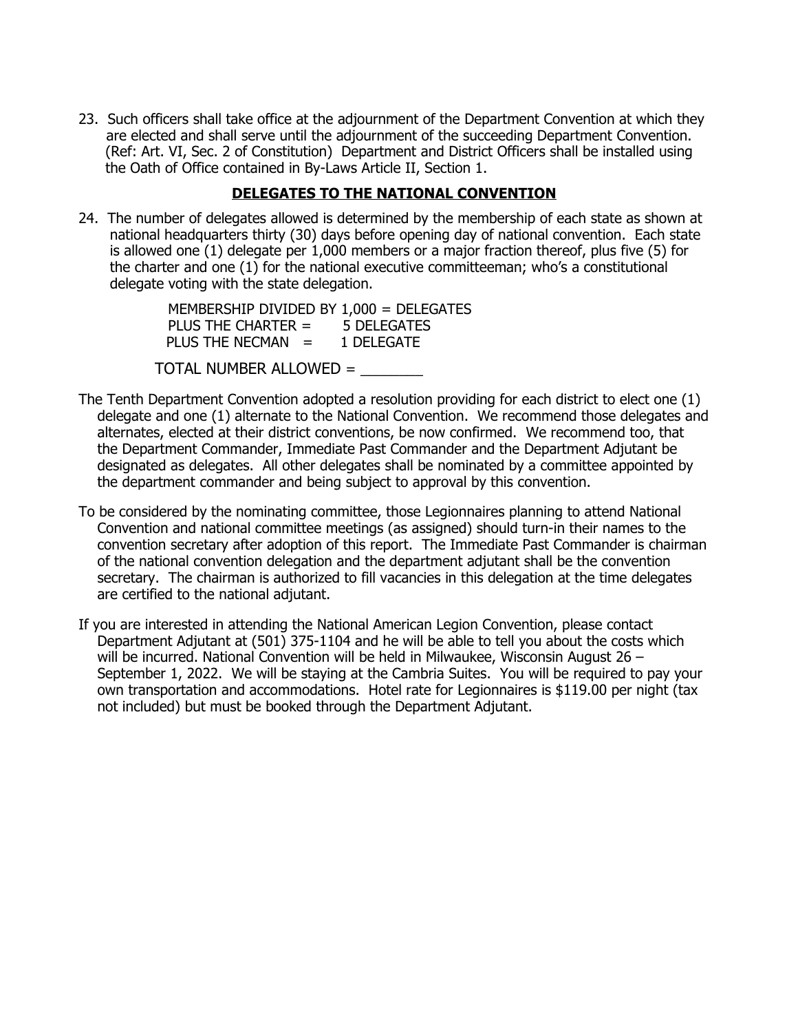23. Such officers shall take office at the adjournment of the Department Convention at which they are elected and shall serve until the adjournment of the succeeding Department Convention. (Ref: Art. VI, Sec. 2 of Constitution) Department and District Officers shall be installed using the Oath of Office contained in By-Laws Article II, Section 1.

## DELEGATES TO THE NATIONAL CONVENTION

24. The number of delegates allowed is determined by the membership of each state as shown at national headquarters thirty (30) days before opening day of national convention. Each state is allowed one (1) delegate per 1,000 members or a major fraction thereof, plus five (5) for the charter and one (1) for the national executive committeeman; who's a constitutional delegate voting with the state delegation.

MEMBERSHIP DIVIDED BY 1,000 = DELEGATES
PLUS THE CHARTER = 5 DELEGATES
PLUS THE NECMAN = 1 DELEGATE

TOTAL NUMBER ALLOWED = _______

The Tenth Department Convention adopted a resolution providing for each district to elect one (1) delegate and one (1) alternate to the National Convention. We recommend those delegates and alternates, elected at their district conventions, be now confirmed. We recommend too, that the Department Commander, Immediate Past Commander and the Department Adjutant be designated as delegates. All other delegates shall be nominated by a committee appointed by the department commander and being subject to approval by this convention.

To be considered by the nominating committee, those Legionnaires planning to attend National Convention and national committee meetings (as assigned) should turn-in their names to the convention secretary after adoption of this report. The Immediate Past Commander is chairman of the national convention delegation and the department adjutant shall be the convention secretary. The chairman is authorized to fill vacancies in this delegation at the time delegates are certified to the national adjutant.

If you are interested in attending the National American Legion Convention, please contact Department Adjutant at (501) 375-1104 and he will be able to tell you about the costs which will be incurred. National Convention will be held in Milwaukee, Wisconsin August 26 – September 1, 2022. We will be staying at the Cambria Suites. You will be required to pay your own transportation and accommodations. Hotel rate for Legionnaires is $119.00 per night (tax not included) but must be booked through the Department Adjutant.